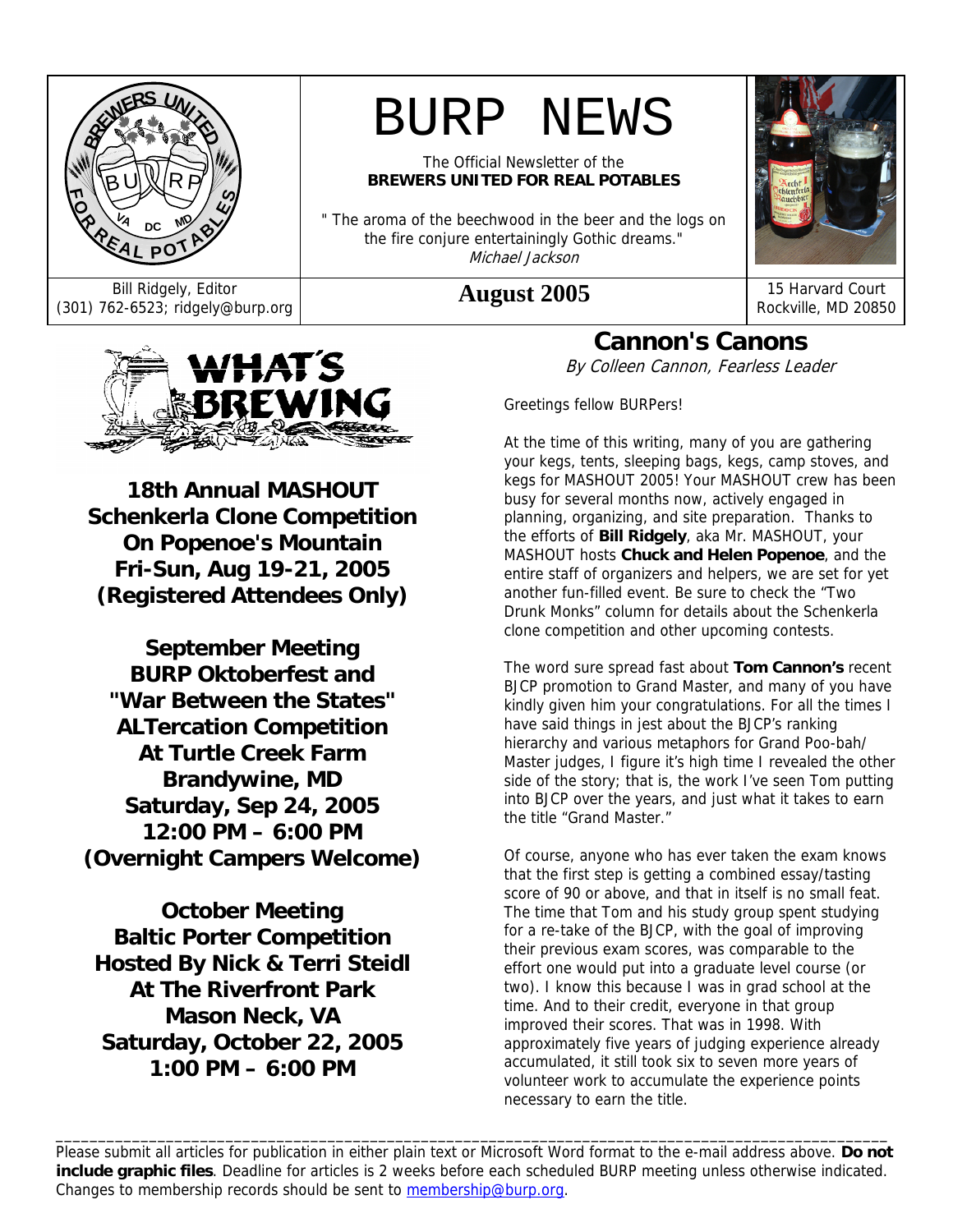# BURP NEWS

The Official Newsletter of the
**BREWERS UNITED FOR REAL POTABLES**

" The aroma of the beechwood in the beer and the logs on the fire conjure entertainingly Gothic dreams."
*Michael Jackson*

Bill Ridgely, Editor
(301) 762-6523; ridgely@burp.org

**August 2005**

15 Harvard Court
Rockville, MD 20850

## WHAT'S BREWING

**18th Annual MASHOUT**
**Schenkerla Clone Competition**
**On Popenoe's Mountain**
**Fri-Sun, Aug 19-21, 2005**
**(Registered Attendees Only)**

**September Meeting**
**BURP Oktoberfest and**
**"War Between the States"**
**ALTercation Competition**
**At Turtle Creek Farm**
**Brandywine, MD**
**Saturday, Sep 24, 2005**
**12:00 PM – 6:00 PM**
**(Overnight Campers Welcome)**

**October Meeting**
**Baltic Porter Competition**
**Hosted By Nick & Terri Steidl**
**At The Riverfront Park**
**Mason Neck, VA**
**Saturday, October 22, 2005**
**1:00 PM – 6:00 PM**

## Cannon's Canons

*By Colleen Cannon, Fearless Leader*

Greetings fellow BURPers!

At the time of this writing, many of you are gathering your kegs, tents, sleeping bags, kegs, camp stoves, and kegs for MASHOUT 2005! Your MASHOUT crew has been busy for several months now, actively engaged in planning, organizing, and site preparation. Thanks to the efforts of **Bill Ridgely**, aka Mr. MASHOUT, your MASHOUT hosts **Chuck and Helen Popenoe**, and the entire staff of organizers and helpers, we are set for yet another fun-filled event. Be sure to check the "Two Drunk Monks" column for details about the Schenkerla clone competition and other upcoming contests.

The word sure spread fast about **Tom Cannon's** recent BJCP promotion to Grand Master, and many of you have kindly given him your congratulations. For all the times I have said things in jest about the BJCP's ranking hierarchy and various metaphors for Grand Poo-bah/ Master judges, I figure it's high time I revealed the other side of the story; that is, the work I've seen Tom putting into BJCP over the years, and just what it takes to earn the title "Grand Master."

Of course, anyone who has ever taken the exam knows that the first step is getting a combined essay/tasting score of 90 or above, and that in itself is no small feat. The time that Tom and his study group spent studying for a re-take of the BJCP, with the goal of improving their previous exam scores, was comparable to the effort one would put into a graduate level course (or two). I know this because I was in grad school at the time. And to their credit, everyone in that group improved their scores. That was in 1998. With approximately five years of judging experience already accumulated, it still took six to seven more years of volunteer work to accumulate the experience points necessary to earn the title.

---

Please submit all articles for publication in either plain text or Microsoft Word format to the e-mail address above. **Do not include graphic files**. Deadline for articles is 2 weeks before each scheduled BURP meeting unless otherwise indicated. Changes to membership records should be sent to membership@burp.org.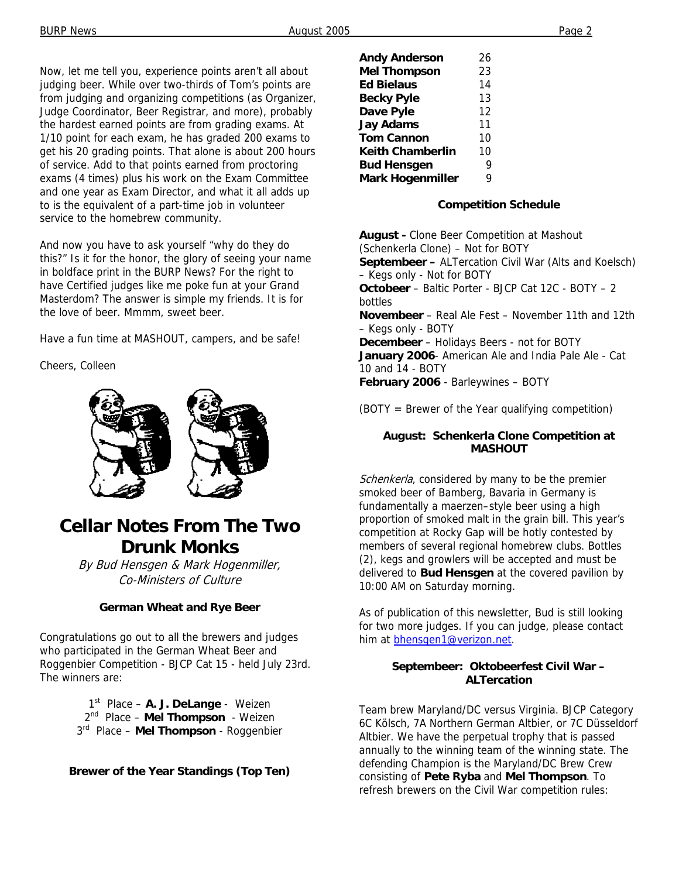Now, let me tell you, experience points aren't all about judging beer. While over two-thirds of Tom's points are from judging and organizing competitions (as Organizer, Judge Coordinator, Beer Registrar, and more), probably the hardest earned points are from grading exams. At 1/10 point for each exam, he has graded 200 exams to get his 20 grading points. That alone is about 200 hours of service. Add to that points earned from proctoring exams (4 times) plus his work on the Exam Committee and one year as Exam Director, and what it all adds up to is the equivalent of a part-time job in volunteer service to the homebrew community.

And now you have to ask yourself "why do they do this?" Is it for the honor, the glory of seeing your name in boldface print in the BURP News? For the right to have Certified judges like me poke fun at your Grand Masterdom? The answer is simple my friends. It is for the love of beer. Mmmm, sweet beer.

Have a fun time at MASHOUT, campers, and be safe!

Cheers, Colleen

# Cellar Notes From The Two Drunk Monks

*By Bud Hensgen & Mark Hogenmiller, Co-Ministers of Culture*

### German Wheat and Rye Beer

Congratulations go out to all the brewers and judges who participated in the German Wheat Beer and Roggenbier Competition - BJCP Cat 15 - held July 23rd. The winners are:

1st Place – **A. J. DeLange** - Weizen
2nd Place – **Mel Thompson** - Weizen
3rd Place – **Mel Thompson** - Roggenbier

### Brewer of the Year Standings (Top Ten)

| | |
|---|---|
| **Andy Anderson** | 26 |
| **Mel Thompson** | 23 |
| **Ed Bielaus** | 14 |
| **Becky Pyle** | 13 |
| **Dave Pyle** | 12 |
| **Jay Adams** | 11 |
| **Tom Cannon** | 10 |
| **Keith Chamberlin** | 10 |
| **Bud Hensgen** | 9 |
| **Mark Hogenmiller** | 9 |

### Competition Schedule

**August -** Clone Beer Competition at Mashout (Schenkerla Clone) – Not for BOTY
**Septembeer –** ALTercation Civil War (Alts and Koelsch) – Kegs only - Not for BOTY
**Octobeer** – Baltic Porter - BJCP Cat 12C - BOTY – 2 bottles
**Novembeer** – Real Ale Fest – November 11th and 12th – Kegs only - BOTY
**Decembeer** – Holidays Beers - not for BOTY
**January 2006**- American Ale and India Pale Ale - Cat 10 and 14 - BOTY
**February 2006** - Barleywines – BOTY

(BOTY = Brewer of the Year qualifying competition)

### August: Schenkerla Clone Competition at MASHOUT

*Schenkerla*, considered by many to be the premier smoked beer of Bamberg, Bavaria in Germany is fundamentally a maerzen–style beer using a high proportion of smoked malt in the grain bill. This year's competition at Rocky Gap will be hotly contested by members of several regional homebrew clubs. Bottles (2), kegs and growlers will be accepted and must be delivered to **Bud Hensgen** at the covered pavilion by 10:00 AM on Saturday morning.

As of publication of this newsletter, Bud is still looking for two more judges. If you can judge, please contact him at bhensgen1@verizon.net.

### Septembeer: Oktobeerfest Civil War – ALTercation

Team brew Maryland/DC versus Virginia. BJCP Category 6C Kölsch, 7A Northern German Altbier, or 7C Düsseldorf Altbier. We have the perpetual trophy that is passed annually to the winning team of the winning state. The defending Champion is the Maryland/DC Brew Crew consisting of **Pete Ryba** and **Mel Thompson**. To refresh brewers on the Civil War competition rules: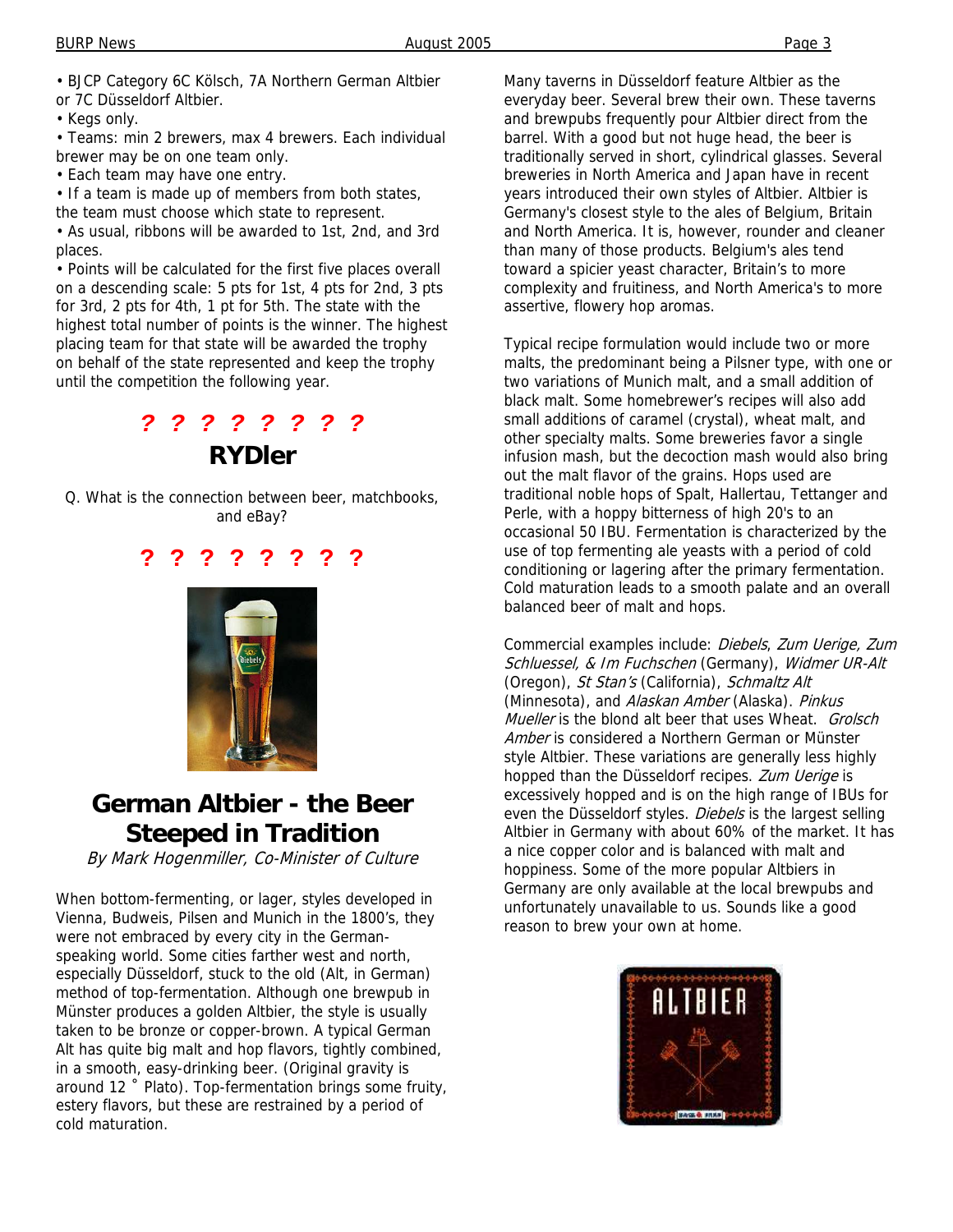- BJCP Category 6C Kölsch, 7A Northern German Altbier or 7C Düsseldorf Altbier.
- Kegs only.
- Teams: min 2 brewers, max 4 brewers. Each individual brewer may be on one team only.
- Each team may have one entry.
- If a team is made up of members from both states, the team must choose which state to represent.
- As usual, ribbons will be awarded to 1st, 2nd, and 3rd places.
- Points will be calculated for the first five places overall on a descending scale: 5 pts for 1st, 4 pts for 2nd, 3 pts for 3rd, 2 pts for 4th, 1 pt for 5th. The state with the highest total number of points is the winner. The highest placing team for that state will be awarded the trophy on behalf of the state represented and keep the trophy until the competition the following year.

**? ? ? ? ? ? ? ?**

## RYDler

Q. What is the connection between beer, matchbooks, and eBay?

**? ? ? ? ? ? ? ?**

## German Altbier - the Beer Steeped in Tradition

*By Mark Hogenmiller, Co-Minister of Culture*

When bottom-fermenting, or lager, styles developed in Vienna, Budweis, Pilsen and Munich in the 1800's, they were not embraced by every city in the German-speaking world. Some cities farther west and north, especially Düsseldorf, stuck to the old (Alt, in German) method of top-fermentation. Although one brewpub in Münster produces a golden Altbier, the style is usually taken to be bronze or copper-brown. A typical German Alt has quite big malt and hop flavors, tightly combined, in a smooth, easy-drinking beer. (Original gravity is around 12 ˚ Plato). Top-fermentation brings some fruity, estery flavors, but these are restrained by a period of cold maturation.

Many taverns in Düsseldorf feature Altbier as the everyday beer. Several brew their own. These taverns and brewpubs frequently pour Altbier direct from the barrel. With a good but not huge head, the beer is traditionally served in short, cylindrical glasses. Several breweries in North America and Japan have in recent years introduced their own styles of Altbier. Altbier is Germany's closest style to the ales of Belgium, Britain and North America. It is, however, rounder and cleaner than many of those products. Belgium's ales tend toward a spicier yeast character, Britain's to more complexity and fruitiness, and North America's to more assertive, flowery hop aromas.

Typical recipe formulation would include two or more malts, the predominant being a Pilsner type, with one or two variations of Munich malt, and a small addition of black malt. Some homebrewer's recipes will also add small additions of caramel (crystal), wheat malt, and other specialty malts. Some breweries favor a single infusion mash, but the decoction mash would also bring out the malt flavor of the grains. Hops used are traditional noble hops of Spalt, Hallertau, Tettanger and Perle, with a hoppy bitterness of high 20's to an occasional 50 IBU. Fermentation is characterized by the use of top fermenting ale yeasts with a period of cold conditioning or lagering after the primary fermentation. Cold maturation leads to a smooth palate and an overall balanced beer of malt and hops.

Commercial examples include: *Diebels*, *Zum Uerige, Zum Schluessel, & Im Fuchschen* (Germany), *Widmer UR-Alt* (Oregon), *St Stan's* (California), *Schmaltz Alt* (Minnesota), and *Alaskan Amber* (Alaska). *Pinkus Mueller* is the blond alt beer that uses Wheat. *Grolsch Amber* is considered a Northern German or Münster style Altbier. These variations are generally less highly hopped than the Düsseldorf recipes. *Zum Uerige* is excessively hopped and is on the high range of IBUs for even the Düsseldorf styles. *Diebels* is the largest selling Altbier in Germany with about 60% of the market. It has a nice copper color and is balanced with malt and hoppiness. Some of the more popular Altbiers in Germany are only available at the local brewpubs and unfortunately unavailable to us. Sounds like a good reason to brew your own at home.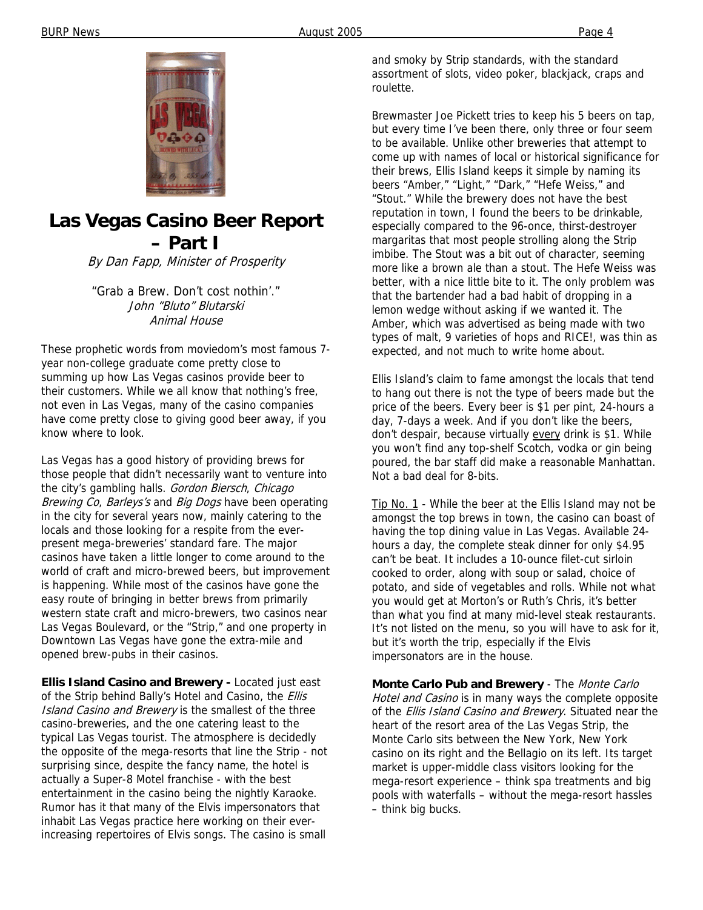# Las Vegas Casino Beer Report – Part I

*By Dan Fapp, Minister of Prosperity*

"Grab a Brew. Don't cost nothin'."
*John "Bluto" Blutarski*
*Animal House*

These prophetic words from moviedom's most famous 7-year non-college graduate come pretty close to summing up how Las Vegas casinos provide beer to their customers. While we all know that nothing's free, not even in Las Vegas, many of the casino companies have come pretty close to giving good beer away, if you know where to look.

Las Vegas has a good history of providing brews for those people that didn't necessarily want to venture into the city's gambling halls. *Gordon Biersch*, *Chicago Brewing Co*, *Barleys's* and *Big Dogs* have been operating in the city for several years now, mainly catering to the locals and those looking for a respite from the ever-present mega-breweries' standard fare. The major casinos have taken a little longer to come around to the world of craft and micro-brewed beers, but improvement is happening. While most of the casinos have gone the easy route of bringing in better brews from primarily western state craft and micro-brewers, two casinos near Las Vegas Boulevard, or the "Strip," and one property in Downtown Las Vegas have gone the extra-mile and opened brew-pubs in their casinos.

**Ellis Island Casino and Brewery -** Located just east of the Strip behind Bally's Hotel and Casino, the *Ellis Island Casino and Brewery* is the smallest of the three casino-breweries, and the one catering least to the typical Las Vegas tourist. The atmosphere is decidedly the opposite of the mega-resorts that line the Strip - not surprising since, despite the fancy name, the hotel is actually a Super-8 Motel franchise - with the best entertainment in the casino being the nightly Karaoke. Rumor has it that many of the Elvis impersonators that inhabit Las Vegas practice here working on their ever-increasing repertoires of Elvis songs. The casino is small and smoky by Strip standards, with the standard assortment of slots, video poker, blackjack, craps and roulette.

Brewmaster Joe Pickett tries to keep his 5 beers on tap, but every time I've been there, only three or four seem to be available. Unlike other breweries that attempt to come up with names of local or historical significance for their brews, Ellis Island keeps it simple by naming its beers "Amber," "Light," "Dark," "Hefe Weiss," and "Stout." While the brewery does not have the best reputation in town, I found the beers to be drinkable, especially compared to the 96-once, thirst-destroyer margaritas that most people strolling along the Strip imbibe. The Stout was a bit out of character, seeming more like a brown ale than a stout. The Hefe Weiss was better, with a nice little bite to it. The only problem was that the bartender had a bad habit of dropping in a lemon wedge without asking if we wanted it. The Amber, which was advertised as being made with two types of malt, 9 varieties of hops and RICE!, was thin as expected, and not much to write home about.

Ellis Island's claim to fame amongst the locals that tend to hang out there is not the type of beers made but the price of the beers. Every beer is $1 per pint, 24-hours a day, 7-days a week. And if you don't like the beers, don't despair, because virtually <u>every</u> drink is $1. While you won't find any top-shelf Scotch, vodka or gin being poured, the bar staff did make a reasonable Manhattan. Not a bad deal for 8-bits.

<u>Tip No. 1</u> - While the beer at the Ellis Island may not be amongst the top brews in town, the casino can boast of having the top dining value in Las Vegas. Available 24-hours a day, the complete steak dinner for only $4.95 can't be beat. It includes a 10-ounce filet-cut sirloin cooked to order, along with soup or salad, choice of potato, and side of vegetables and rolls. While not what you would get at Morton's or Ruth's Chris, it's better than what you find at many mid-level steak restaurants. It's not listed on the menu, so you will have to ask for it, but it's worth the trip, especially if the Elvis impersonators are in the house.

**Monte Carlo Pub and Brewery** - The *Monte Carlo Hotel and Casino* is in many ways the complete opposite of the *Ellis Island Casino and Brewery*. Situated near the heart of the resort area of the Las Vegas Strip, the Monte Carlo sits between the New York, New York casino on its right and the Bellagio on its left. Its target market is upper-middle class visitors looking for the mega-resort experience – think spa treatments and big pools with waterfalls – without the mega-resort hassles – think big bucks.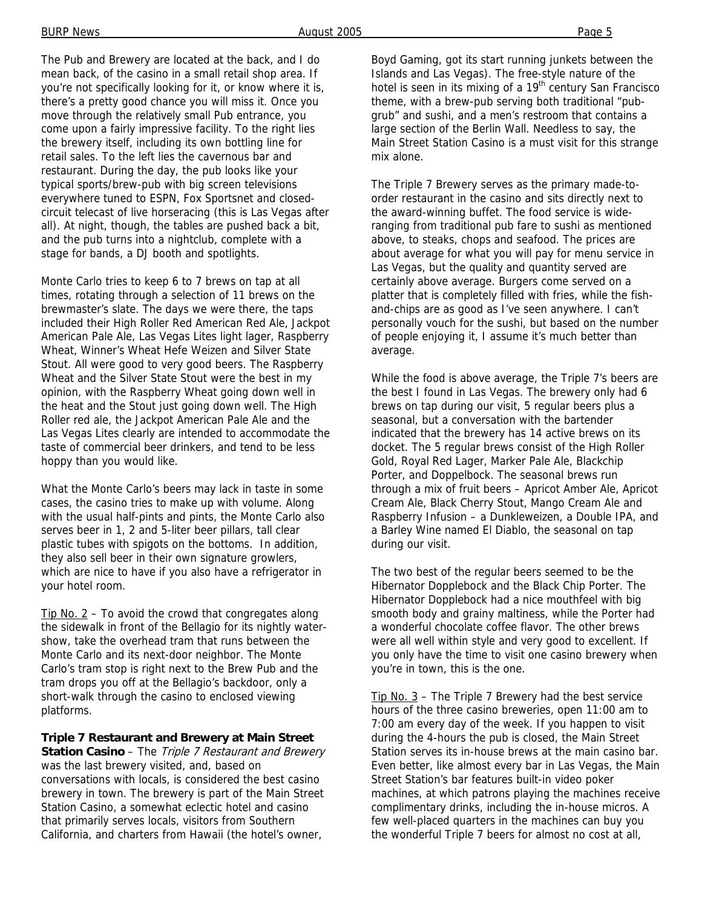The Pub and Brewery are located at the back, and I do mean back, of the casino in a small retail shop area. If you're not specifically looking for it, or know where it is, there's a pretty good chance you will miss it. Once you move through the relatively small Pub entrance, you come upon a fairly impressive facility. To the right lies the brewery itself, including its own bottling line for retail sales. To the left lies the cavernous bar and restaurant. During the day, the pub looks like your typical sports/brew-pub with big screen televisions everywhere tuned to ESPN, Fox Sportsnet and closed-circuit telecast of live horseracing (this is Las Vegas after all). At night, though, the tables are pushed back a bit, and the pub turns into a nightclub, complete with a stage for bands, a DJ booth and spotlights.

Monte Carlo tries to keep 6 to 7 brews on tap at all times, rotating through a selection of 11 brews on the brewmaster's slate. The days we were there, the taps included their High Roller Red American Red Ale, Jackpot American Pale Ale, Las Vegas Lites light lager, Raspberry Wheat, Winner's Wheat Hefe Weizen and Silver State Stout. All were good to very good beers. The Raspberry Wheat and the Silver State Stout were the best in my opinion, with the Raspberry Wheat going down well in the heat and the Stout just going down well. The High Roller red ale, the Jackpot American Pale Ale and the Las Vegas Lites clearly are intended to accommodate the taste of commercial beer drinkers, and tend to be less hoppy than you would like.

What the Monte Carlo's beers may lack in taste in some cases, the casino tries to make up with volume. Along with the usual half-pints and pints, the Monte Carlo also serves beer in 1, 2 and 5-liter beer pillars, tall clear plastic tubes with spigots on the bottoms. In addition, they also sell beer in their own signature growlers, which are nice to have if you also have a refrigerator in your hotel room.

Tip No. 2 – To avoid the crowd that congregates along the sidewalk in front of the Bellagio for its nightly water-show, take the overhead tram that runs between the Monte Carlo and its next-door neighbor. The Monte Carlo's tram stop is right next to the Brew Pub and the tram drops you off at the Bellagio's backdoor, only a short-walk through the casino to enclosed viewing platforms.

**Triple 7 Restaurant and Brewery at Main Street Station Casino** – The *Triple 7 Restaurant and Brewery* was the last brewery visited, and, based on conversations with locals, is considered the best casino brewery in town. The brewery is part of the Main Street Station Casino, a somewhat eclectic hotel and casino that primarily serves locals, visitors from Southern California, and charters from Hawaii (the hotel's owner, Boyd Gaming, got its start running junkets between the Islands and Las Vegas). The free-style nature of the hotel is seen in its mixing of a 19th century San Francisco theme, with a brew-pub serving both traditional "pub-grub" and sushi, and a men's restroom that contains a large section of the Berlin Wall. Needless to say, the Main Street Station Casino is a must visit for this strange mix alone.

The Triple 7 Brewery serves as the primary made-to-order restaurant in the casino and sits directly next to the award-winning buffet. The food service is wide-ranging from traditional pub fare to sushi as mentioned above, to steaks, chops and seafood. The prices are about average for what you will pay for menu service in Las Vegas, but the quality and quantity served are certainly above average. Burgers come served on a platter that is completely filled with fries, while the fish-and-chips are as good as I've seen anywhere. I can't personally vouch for the sushi, but based on the number of people enjoying it, I assume it's much better than average.

While the food is above average, the Triple 7's beers are the best I found in Las Vegas. The brewery only had 6 brews on tap during our visit, 5 regular beers plus a seasonal, but a conversation with the bartender indicated that the brewery has 14 active brews on its docket. The 5 regular brews consist of the High Roller Gold, Royal Red Lager, Marker Pale Ale, Blackchip Porter, and Doppelbock. The seasonal brews run through a mix of fruit beers – Apricot Amber Ale, Apricot Cream Ale, Black Cherry Stout, Mango Cream Ale and Raspberry Infusion – a Dunkleweizen, a Double IPA, and a Barley Wine named El Diablo, the seasonal on tap during our visit.

The two best of the regular beers seemed to be the Hibernator Dopplebock and the Black Chip Porter. The Hibernator Dopplebock had a nice mouthfeel with big smooth body and grainy maltiness, while the Porter had a wonderful chocolate coffee flavor. The other brews were all well within style and very good to excellent. If you only have the time to visit one casino brewery when you're in town, this is the one.

Tip No. 3 – The Triple 7 Brewery had the best service hours of the three casino breweries, open 11:00 am to 7:00 am every day of the week. If you happen to visit during the 4-hours the pub is closed, the Main Street Station serves its in-house brews at the main casino bar. Even better, like almost every bar in Las Vegas, the Main Street Station's bar features built-in video poker machines, at which patrons playing the machines receive complimentary drinks, including the in-house micros. A few well-placed quarters in the machines can buy you the wonderful Triple 7 beers for almost no cost at all,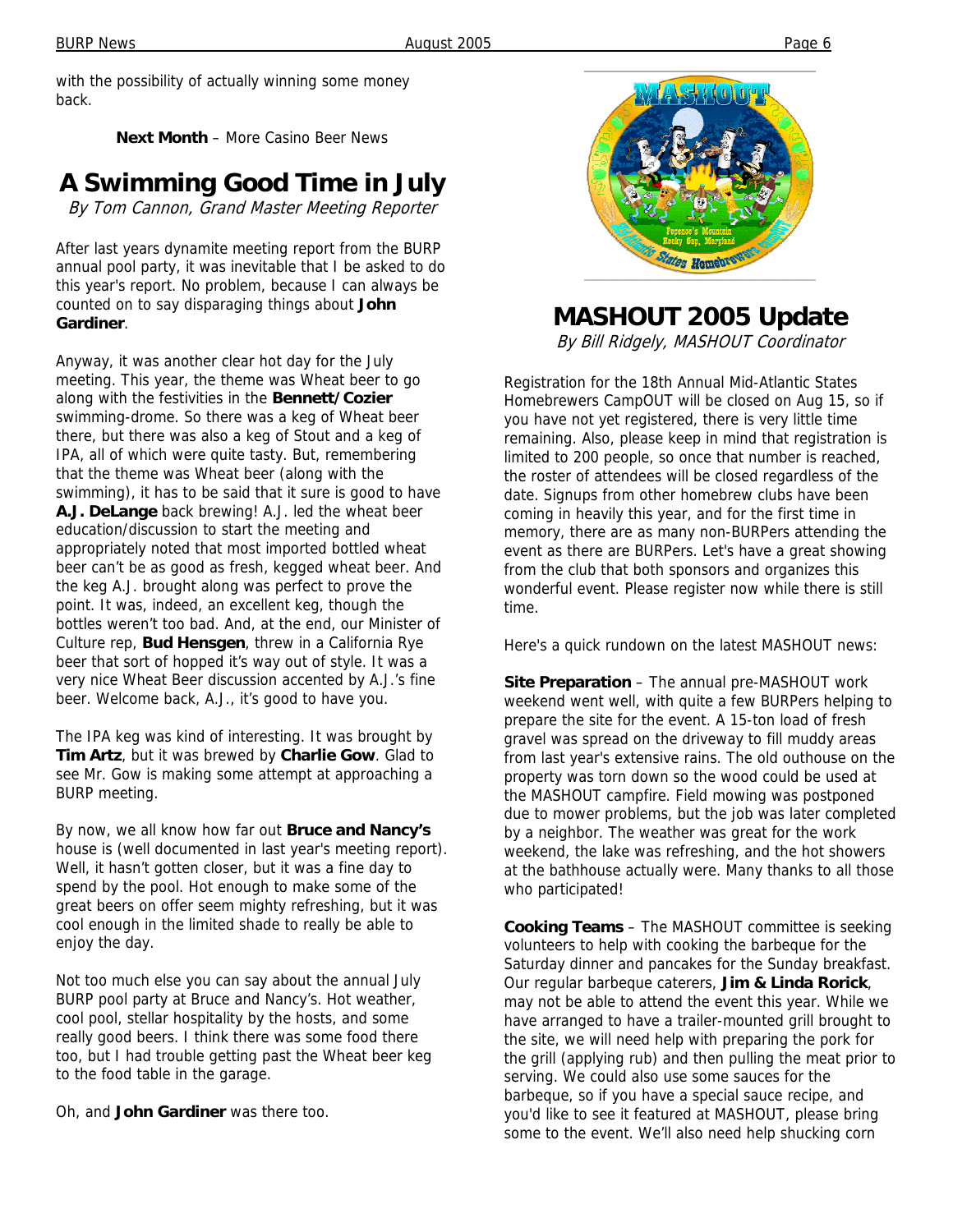with the possibility of actually winning some money back.

**Next Month** – More Casino Beer News

## A Swimming Good Time in July

*By Tom Cannon, Grand Master Meeting Reporter*

After last years dynamite meeting report from the BURP annual pool party, it was inevitable that I be asked to do this year's report. No problem, because I can always be counted on to say disparaging things about **John Gardiner**.

Anyway, it was another clear hot day for the July meeting. This year, the theme was Wheat beer to go along with the festivities in the **Bennett/Cozier** swimming-drome. So there was a keg of Wheat beer there, but there was also a keg of Stout and a keg of IPA, all of which were quite tasty. But, remembering that the theme was Wheat beer (along with the swimming), it has to be said that it sure is good to have **A.J. DeLange** back brewing! A.J. led the wheat beer education/discussion to start the meeting and appropriately noted that most imported bottled wheat beer can't be as good as fresh, kegged wheat beer. And the keg A.J. brought along was perfect to prove the point. It was, indeed, an excellent keg, though the bottles weren't too bad. And, at the end, our Minister of Culture rep, **Bud Hensgen**, threw in a California Rye beer that sort of hopped it's way out of style. It was a very nice Wheat Beer discussion accented by A.J.'s fine beer. Welcome back, A.J., it's good to have you.

The IPA keg was kind of interesting. It was brought by **Tim Artz**, but it was brewed by **Charlie Gow**. Glad to see Mr. Gow is making some attempt at approaching a BURP meeting.

By now, we all know how far out **Bruce and Nancy's** house is (well documented in last year's meeting report). Well, it hasn't gotten closer, but it was a fine day to spend by the pool. Hot enough to make some of the great beers on offer seem mighty refreshing, but it was cool enough in the limited shade to really be able to enjoy the day.

Not too much else you can say about the annual July BURP pool party at Bruce and Nancy's. Hot weather, cool pool, stellar hospitality by the hosts, and some really good beers. I think there was some food there too, but I had trouble getting past the Wheat beer keg to the food table in the garage.

Oh, and **John Gardiner** was there too.

## MASHOUT 2005 Update

*By Bill Ridgely, MASHOUT Coordinator*

Registration for the 18th Annual Mid-Atlantic States Homebrewers CampOUT will be closed on Aug 15, so if you have not yet registered, there is very little time remaining. Also, please keep in mind that registration is limited to 200 people, so once that number is reached, the roster of attendees will be closed regardless of the date. Signups from other homebrew clubs have been coming in heavily this year, and for the first time in memory, there are as many non-BURPers attending the event as there are BURPers. Let's have a great showing from the club that both sponsors and organizes this wonderful event. Please register now while there is still time.

Here's a quick rundown on the latest MASHOUT news:

**Site Preparation** – The annual pre-MASHOUT work weekend went well, with quite a few BURPers helping to prepare the site for the event. A 15-ton load of fresh gravel was spread on the driveway to fill muddy areas from last year's extensive rains. The old outhouse on the property was torn down so the wood could be used at the MASHOUT campfire. Field mowing was postponed due to mower problems, but the job was later completed by a neighbor. The weather was great for the work weekend, the lake was refreshing, and the hot showers at the bathhouse actually were. Many thanks to all those who participated!

**Cooking Teams** – The MASHOUT committee is seeking volunteers to help with cooking the barbeque for the Saturday dinner and pancakes for the Sunday breakfast. Our regular barbeque caterers, **Jim & Linda Rorick**, may not be able to attend the event this year. While we have arranged to have a trailer-mounted grill brought to the site, we will need help with preparing the pork for the grill (applying rub) and then pulling the meat prior to serving. We could also use some sauces for the barbeque, so if you have a special sauce recipe, and you'd like to see it featured at MASHOUT, please bring some to the event. We'll also need help shucking corn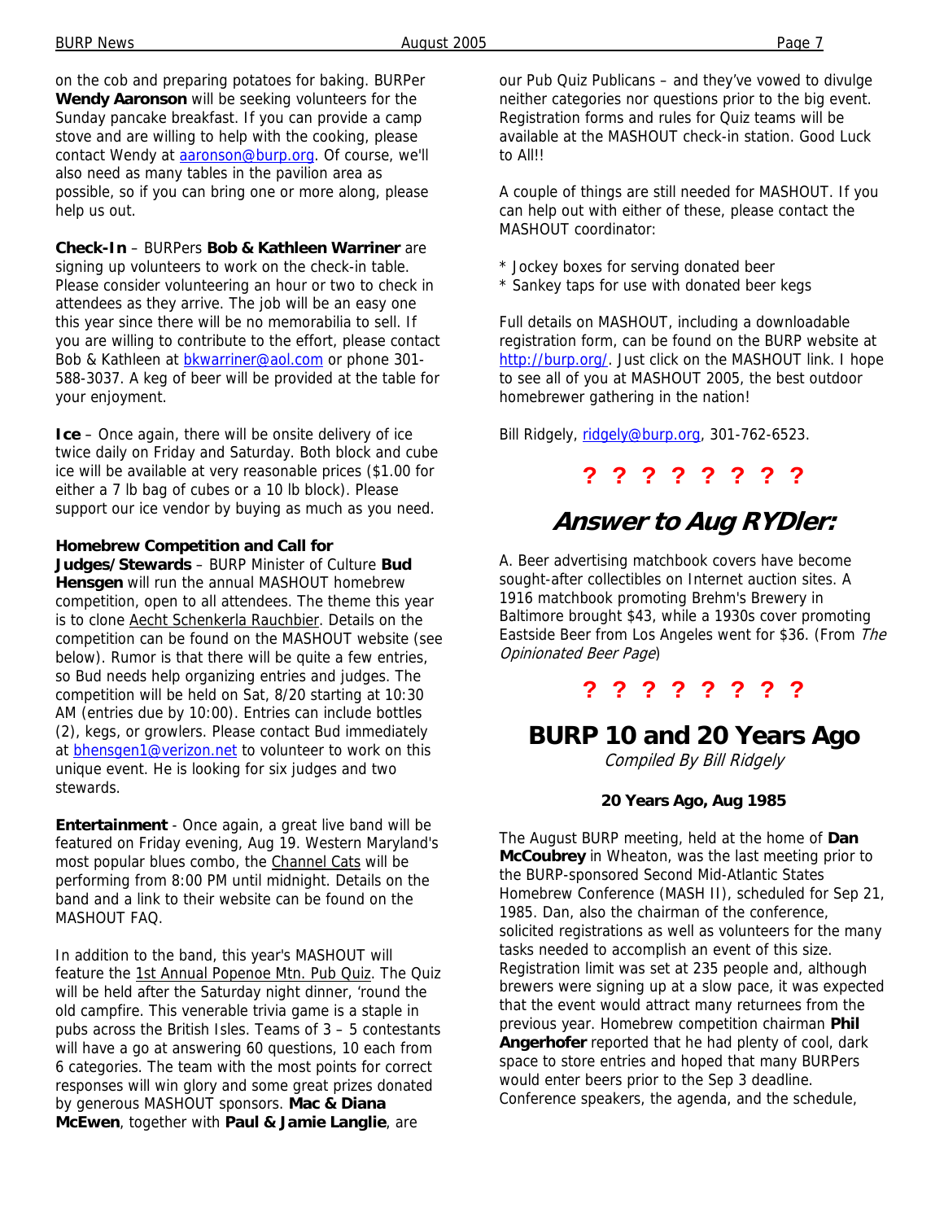on the cob and preparing potatoes for baking. BURPer **Wendy Aaronson** will be seeking volunteers for the Sunday pancake breakfast. If you can provide a camp stove and are willing to help with the cooking, please contact Wendy at aaronson@burp.org. Of course, we'll also need as many tables in the pavilion area as possible, so if you can bring one or more along, please help us out.

**Check-In** – BURPers **Bob & Kathleen Warriner** are signing up volunteers to work on the check-in table. Please consider volunteering an hour or two to check in attendees as they arrive. The job will be an easy one this year since there will be no memorabilia to sell. If you are willing to contribute to the effort, please contact Bob & Kathleen at bkwarriner@aol.com or phone 301-588-3037. A keg of beer will be provided at the table for your enjoyment.

**Ice** – Once again, there will be onsite delivery of ice twice daily on Friday and Saturday. Both block and cube ice will be available at very reasonable prices ($1.00 for either a 7 lb bag of cubes or a 10 lb block). Please support our ice vendor by buying as much as you need.

**Homebrew Competition and Call for Judges/Stewards** – BURP Minister of Culture **Bud Hensgen** will run the annual MASHOUT homebrew competition, open to all attendees. The theme this year is to clone Aecht Schenkerla Rauchbier. Details on the competition can be found on the MASHOUT website (see below). Rumor is that there will be quite a few entries, so Bud needs help organizing entries and judges. The competition will be held on Sat, 8/20 starting at 10:30 AM (entries due by 10:00). Entries can include bottles (2), kegs, or growlers. Please contact Bud immediately at bhensgen1@verizon.net to volunteer to work on this unique event. He is looking for six judges and two stewards.

**Entertainment** - Once again, a great live band will be featured on Friday evening, Aug 19. Western Maryland's most popular blues combo, the Channel Cats will be performing from 8:00 PM until midnight. Details on the band and a link to their website can be found on the MASHOUT FAQ.

In addition to the band, this year's MASHOUT will feature the 1st Annual Popenoe Mtn. Pub Quiz. The Quiz will be held after the Saturday night dinner, 'round the old campfire. This venerable trivia game is a staple in pubs across the British Isles. Teams of 3 – 5 contestants will have a go at answering 60 questions, 10 each from 6 categories. The team with the most points for correct responses will win glory and some great prizes donated by generous MASHOUT sponsors. **Mac & Diana McEwen**, together with **Paul & Jamie Langlie**, are our Pub Quiz Publicans – and they've vowed to divulge neither categories nor questions prior to the big event. Registration forms and rules for Quiz teams will be available at the MASHOUT check-in station. Good Luck to All!!

A couple of things are still needed for MASHOUT. If you can help out with either of these, please contact the MASHOUT coordinator:

* Jockey boxes for serving donated beer
* Sankey taps for use with donated beer kegs

Full details on MASHOUT, including a downloadable registration form, can be found on the BURP website at http://burp.org/. Just click on the MASHOUT link. I hope to see all of you at MASHOUT 2005, the best outdoor homebrewer gathering in the nation!

Bill Ridgely, ridgely@burp.org, 301-762-6523.

? ? ? ? ? ? ? ?

## Answer to Aug RYDler:

A. Beer advertising matchbook covers have become sought-after collectibles on Internet auction sites. A 1916 matchbook promoting Brehm's Brewery in Baltimore brought $43, while a 1930s cover promoting Eastside Beer from Los Angeles went for $36. (From *The Opinionated Beer Page*)

? ? ? ? ? ? ? ?

## BURP 10 and 20 Years Ago

*Compiled By Bill Ridgely*

### 20 Years Ago, Aug 1985

The August BURP meeting, held at the home of **Dan McCoubrey** in Wheaton, was the last meeting prior to the BURP-sponsored Second Mid-Atlantic States Homebrew Conference (MASH II), scheduled for Sep 21, 1985. Dan, also the chairman of the conference, solicited registrations as well as volunteers for the many tasks needed to accomplish an event of this size. Registration limit was set at 235 people and, although brewers were signing up at a slow pace, it was expected that the event would attract many returnees from the previous year. Homebrew competition chairman **Phil Angerhofer** reported that he had plenty of cool, dark space to store entries and hoped that many BURPers would enter beers prior to the Sep 3 deadline. Conference speakers, the agenda, and the schedule,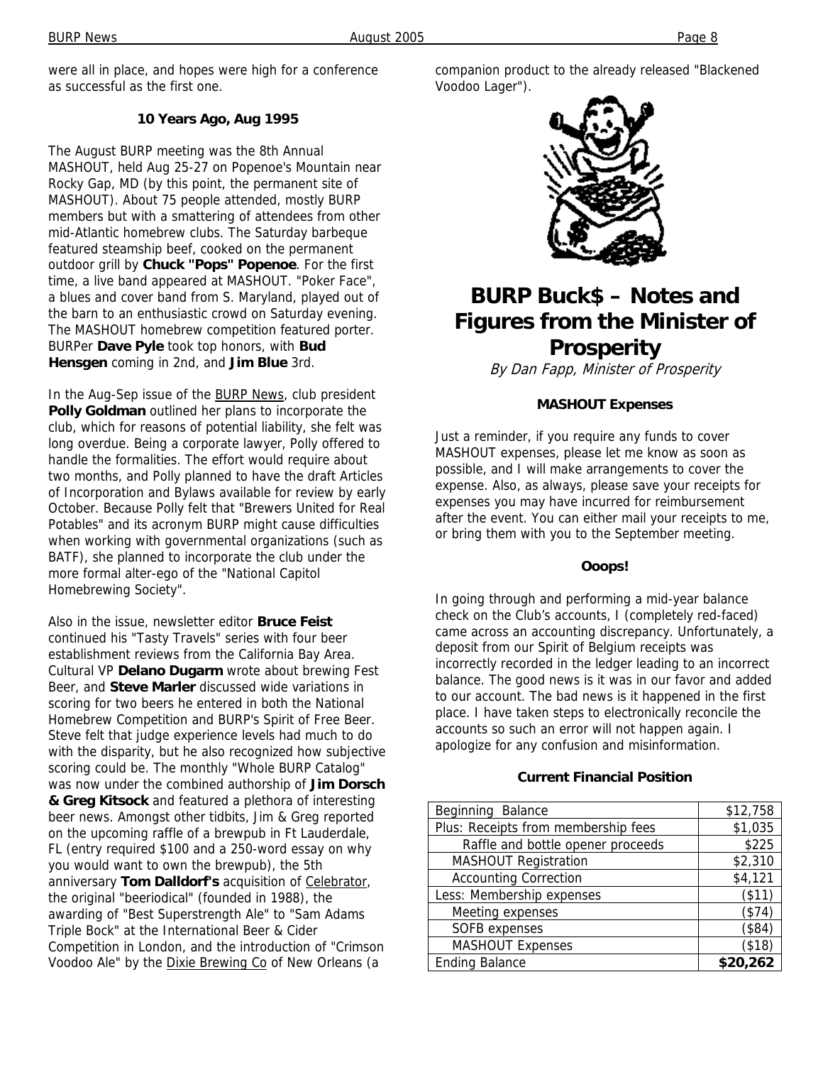were all in place, and hopes were high for a conference as successful as the first one.

**10 Years Ago, Aug 1995**

The August BURP meeting was the 8th Annual MASHOUT, held Aug 25-27 on Popenoe's Mountain near Rocky Gap, MD (by this point, the permanent site of MASHOUT). About 75 people attended, mostly BURP members but with a smattering of attendees from other mid-Atlantic homebrew clubs. The Saturday barbeque featured steamship beef, cooked on the permanent outdoor grill by **Chuck "Pops" Popenoe**. For the first time, a live band appeared at MASHOUT. "Poker Face", a blues and cover band from S. Maryland, played out of the barn to an enthusiastic crowd on Saturday evening. The MASHOUT homebrew competition featured porter. BURPer **Dave Pyle** took top honors, with **Bud Hensgen** coming in 2nd, and **Jim Blue** 3rd.

In the Aug-Sep issue of the BURP News, club president **Polly Goldman** outlined her plans to incorporate the club, which for reasons of potential liability, she felt was long overdue. Being a corporate lawyer, Polly offered to handle the formalities. The effort would require about two months, and Polly planned to have the draft Articles of Incorporation and Bylaws available for review by early October. Because Polly felt that "Brewers United for Real Potables" and its acronym BURP might cause difficulties when working with governmental organizations (such as BATF), she planned to incorporate the club under the more formal alter-ego of the "National Capitol Homebrewing Society".

Also in the issue, newsletter editor **Bruce Feist** continued his "Tasty Travels" series with four beer establishment reviews from the California Bay Area. Cultural VP **Delano Dugarm** wrote about brewing Fest Beer, and **Steve Marler** discussed wide variations in scoring for two beers he entered in both the National Homebrew Competition and BURP's Spirit of Free Beer. Steve felt that judge experience levels had much to do with the disparity, but he also recognized how subjective scoring could be. The monthly "Whole BURP Catalog" was now under the combined authorship of **Jim Dorsch & Greg Kitsock** and featured a plethora of interesting beer news. Amongst other tidbits, Jim & Greg reported on the upcoming raffle of a brewpub in Ft Lauderdale, FL (entry required $100 and a 250-word essay on why you would want to own the brewpub), the 5th anniversary **Tom Dalldorf's** acquisition of Celebrator, the original "beeriodical" (founded in 1988), the awarding of "Best Superstrength Ale" to "Sam Adams Triple Bock" at the International Beer & Cider Competition in London, and the introduction of "Crimson Voodoo Ale" by the Dixie Brewing Co of New Orleans (a companion product to the already released "Blackened Voodoo Lager").

# BURP Buck$ – Notes and Figures from the Minister of Prosperity

*By Dan Fapp, Minister of Prosperity*

**MASHOUT Expenses**

Just a reminder, if you require any funds to cover MASHOUT expenses, please let me know as soon as possible, and I will make arrangements to cover the expense. Also, as always, please save your receipts for expenses you may have incurred for reimbursement after the event. You can either mail your receipts to me, or bring them with you to the September meeting.

**Ooops!**

In going through and performing a mid-year balance check on the Club's accounts, I (completely red-faced) came across an accounting discrepancy. Unfortunately, a deposit from our Spirit of Belgium receipts was incorrectly recorded in the ledger leading to an incorrect balance. The good news is it was in our favor and added to our account. The bad news is it happened in the first place. I have taken steps to electronically reconcile the accounts so such an error will not happen again. I apologize for any confusion and misinformation.

**Current Financial Position**

| Beginning Balance | $12,758 |
|---|---|
| Plus: Receipts from membership fees | $1,035 |
| Raffle and bottle opener proceeds | $225 |
| MASHOUT Registration | $2,310 |
| Accounting Correction | $4,121 |
| Less: Membership expenses | ($11) |
| Meeting expenses | ($74) |
| SOFB expenses | ($84) |
| MASHOUT Expenses | ($18) |
| Ending Balance | **$20,262** |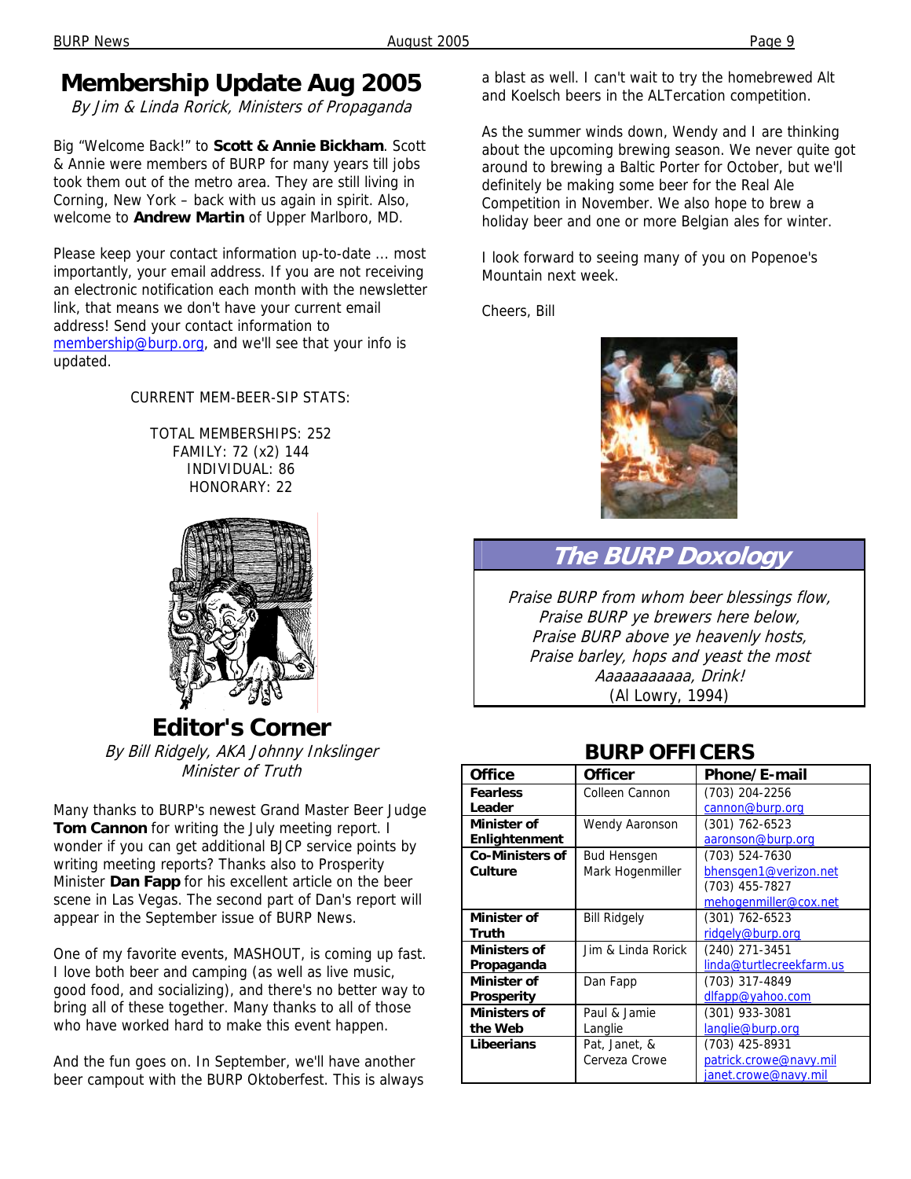# Membership Update Aug 2005

*By Jim & Linda Rorick, Ministers of Propaganda*

Big "Welcome Back!" to **Scott & Annie Bickham**. Scott & Annie were members of BURP for many years till jobs took them out of the metro area. They are still living in Corning, New York – back with us again in spirit. Also, welcome to **Andrew Martin** of Upper Marlboro, MD.

Please keep your contact information up-to-date ... most importantly, your email address. If you are not receiving an electronic notification each month with the newsletter link, that means we don't have your current email address! Send your contact information to membership@burp.org, and we'll see that your info is updated.

CURRENT MEM-BEER-SIP STATS:

TOTAL MEMBERSHIPS: 252
FAMILY: 72 (x2) 144
INDIVIDUAL: 86
HONORARY: 22

# Editor's Corner

*By Bill Ridgely, AKA Johnny Inkslinger*
*Minister of Truth*

Many thanks to BURP's newest Grand Master Beer Judge **Tom Cannon** for writing the July meeting report. I wonder if you can get additional BJCP service points by writing meeting reports? Thanks also to Prosperity Minister **Dan Fapp** for his excellent article on the beer scene in Las Vegas. The second part of Dan's report will appear in the September issue of BURP News.

One of my favorite events, MASHOUT, is coming up fast. I love both beer and camping (as well as live music, good food, and socializing), and there's no better way to bring all of these together. Many thanks to all of those who have worked hard to make this event happen.

And the fun goes on. In September, we'll have another beer campout with the BURP Oktoberfest. This is always a blast as well. I can't wait to try the homebrewed Alt and Koelsch beers in the ALTercation competition.

As the summer winds down, Wendy and I are thinking about the upcoming brewing season. We never quite got around to brewing a Baltic Porter for October, but we'll definitely be making some beer for the Real Ale Competition in November. We also hope to brew a holiday beer and one or more Belgian ales for winter.

I look forward to seeing many of you on Popenoe's Mountain next week.

Cheers, Bill

## The BURP Doxology

*Praise BURP from whom beer blessings flow,*
*Praise BURP ye brewers here below,*
*Praise BURP above ye heavenly hosts,*
*Praise barley, hops and yeast the most*
*Aaaaaaaaaaa, Drink!*
(Al Lowry, 1994)

## BURP OFFICERS

| Office | Officer | Phone/E-mail |
|---|---|---|
| **Fearless Leader** | Colleen Cannon | (703) 204-2256 cannon@burp.org |
| **Minister of Enlightenment** | Wendy Aaronson | (301) 762-6523 aaronson@burp.org |
| **Co-Ministers of Culture** | Bud Hensgen Mark Hogenmiller | (703) 524-7630 bhensgen1@verizon.net (703) 455-7827 mehogenmiller@cox.net |
| **Minister of Truth** | Bill Ridgely | (301) 762-6523 ridgely@burp.org |
| **Ministers of Propaganda** | Jim & Linda Rorick | (240) 271-3451 linda@turtlecreekfarm.us |
| **Minister of Prosperity** | Dan Fapp | (703) 317-4849 dlfapp@yahoo.com |
| **Ministers of the Web** | Paul & Jamie Langlie | (301) 933-3081 langlie@burp.org |
| **Libeerians** | Pat, Janet, & Cerveza Crowe | (703) 425-8931 patrick.crowe@navy.mil janet.crowe@navy.mil |